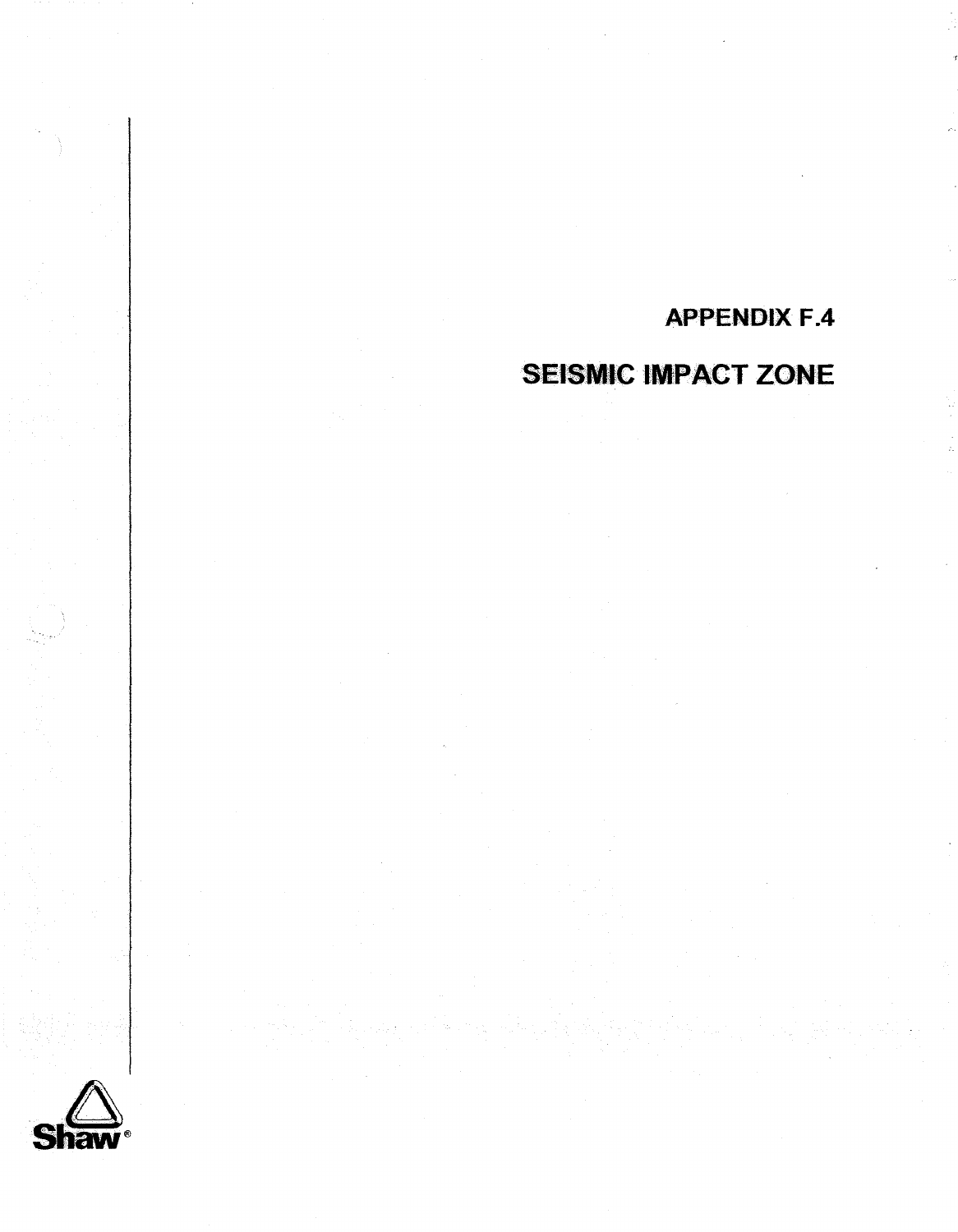# APPENDIX F.4

# SEISMIC IMPACT ZONE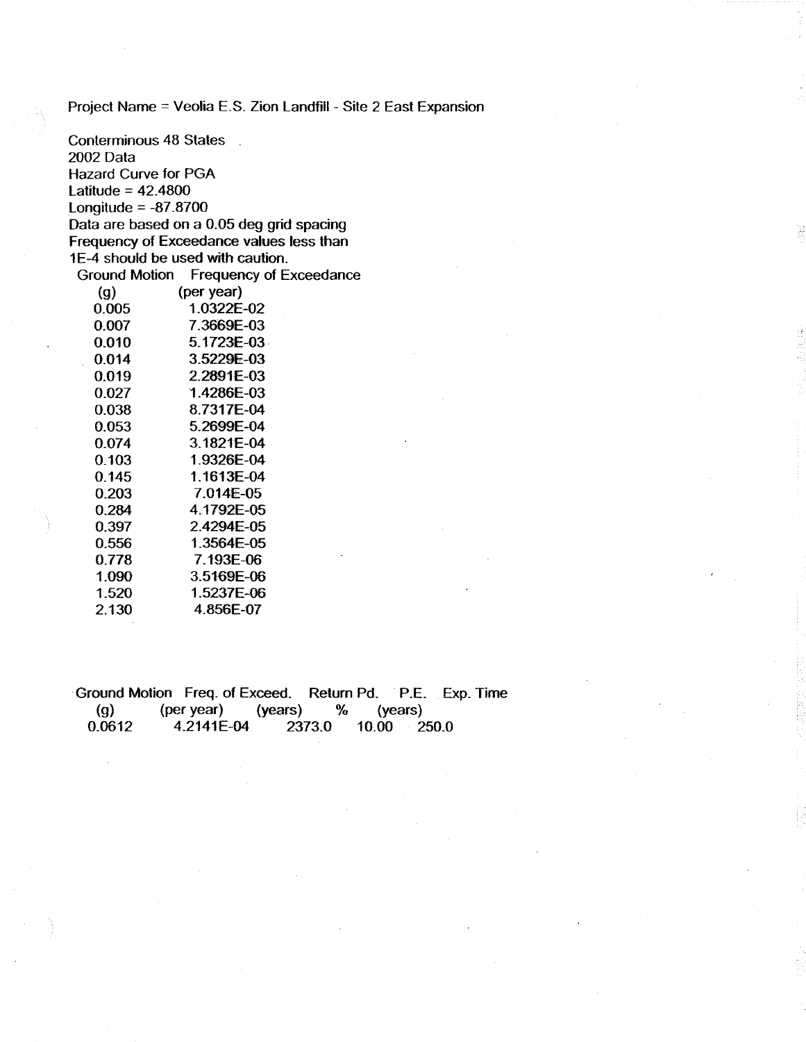Project Name = Veolia E.S. Zion Landfill - Site 2 East Expansion

Conterminous 48 States
2002 Data
Hazard Curve for PGA
Latitude = 42.4800
Longitude = -87.8700
Data are based on a 0.05 deg grid spacing
Frequency of Exceedance values less than
1E-4 should be used with caution.

| Ground Motion (g) | Frequency of Exceedance (per year) |
|---|---|
| 0.005 | 1.0322E-02 |
| 0.007 | 7.3669E-03 |
| 0.010 | 5.1723E-03 |
| 0.014 | 3.5229E-03 |
| 0.019 | 2.2891E-03 |
| 0.027 | 1.4286E-03 |
| 0.038 | 8.7317E-04 |
| 0.053 | 5.2699E-04 |
| 0.074 | 3.1821E-04 |
| 0.103 | 1.9326E-04 |
| 0.145 | 1.1613E-04 |
| 0.203 | 7.014E-05 |
| 0.284 | 4.1792E-05 |
| 0.397 | 2.4294E-05 |
| 0.556 | 1.3564E-05 |
| 0.778 | 7.193E-06 |
| 1.090 | 3.5169E-06 |
| 1.520 | 1.5237E-06 |
| 2.130 | 4.856E-07 |

| Ground Motion (g) | Freq. of Exceed. (per year) | Return Pd. (years) | P.E. % | Exp. Time (years) |
|---|---|---|---|---|
| 0.0612 | 4.2141E-04 | 2373.0 | 10.00 | 250.0 |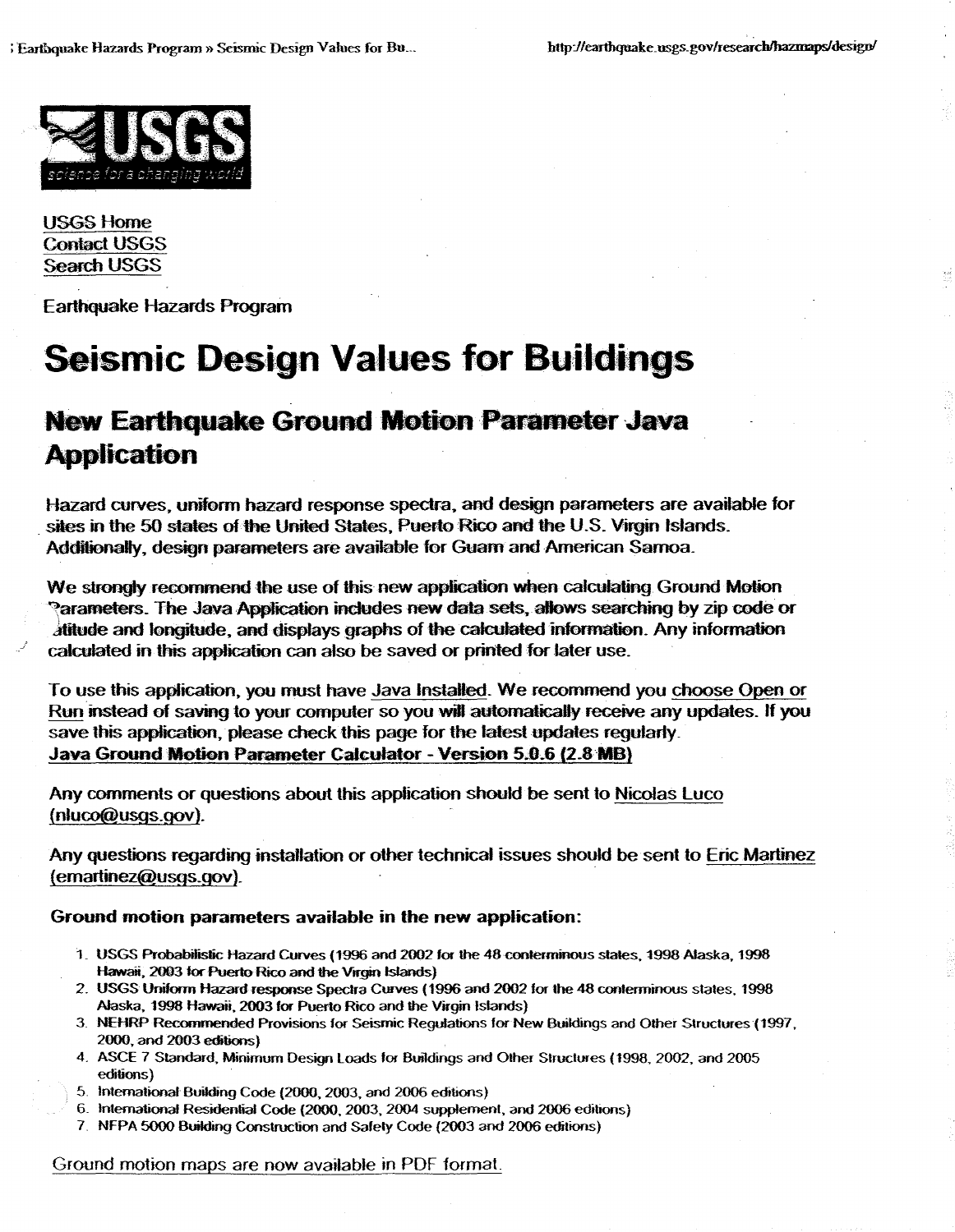USGS Home
Contact USGS
Search USGS

Earthquake Hazards Program

# Seismic Design Values for Buildings

## New Earthquake Ground Motion Parameter Java Application

Hazard curves, uniform hazard response spectra, and design parameters are available for sites in the 50 states of the United States, Puerto Rico and the U.S. Virgin Islands. Additionally, design parameters are available for Guam and American Samoa.

We strongly recommend the use of this new application when calculating Ground Motion Parameters. The Java Application includes new data sets, allows searching by zip code or latitude and longitude, and displays graphs of the calculated information. Any information calculated in this application can also be saved or printed for later use.

To use this application, you must have Java Installed. We recommend you choose Open or Run instead of saving to your computer so you will automatically receive any updates. If you save this application, please check this page for the latest updates regularly.
**Java Ground Motion Parameter Calculator - Version 5.0.6 (2.8 MB)**

Any comments or questions about this application should be sent to Nicolas Luco (nluco@usgs.gov).

Any questions regarding installation or other technical issues should be sent to Eric Martinez (emartinez@usgs.gov).

**Ground motion parameters available in the new application:**

1. USGS Probabilistic Hazard Curves (1996 and 2002 for the 48 conterminous states, 1998 Alaska, 1998 Hawaii, 2003 for Puerto Rico and the Virgin Islands)
2. USGS Uniform Hazard response Spectra Curves (1996 and 2002 for the 48 conterminous states, 1998 Alaska, 1998 Hawaii, 2003 for Puerto Rico and the Virgin Islands)
3. NEHRP Recommended Provisions for Seismic Regulations for New Buildings and Other Structures (1997, 2000, and 2003 editions)
4. ASCE 7 Standard, Minimum Design Loads for Buildings and Other Structures (1998, 2002, and 2005 editions)
5. International Building Code (2000, 2003, and 2006 editions)
6. International Residential Code (2000, 2003, 2004 supplement, and 2006 editions)
7. NFPA 5000 Building Construction and Safety Code (2003 and 2006 editions)

Ground motion maps are now available in PDF format.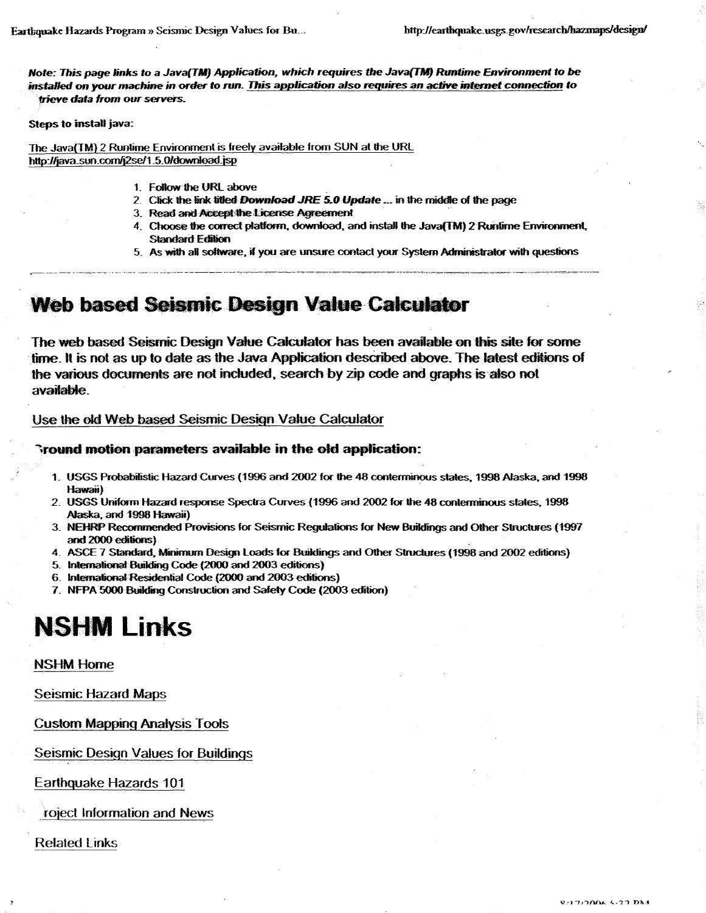*Note: This page links to a Java(TM) Application, which requires the Java(TM) Runtime Environment to be installed on your machine in order to run. This application also requires an active internet connection to trieve data from our servers.*

**Steps to install java:**

The Java(TM) 2 Runtime Environment is freely available from SUN at the URL http://java.sun.com/j2se/1.5.0/download.jsp

1. Follow the URL above
2. Click the link titled ***Download JRE 5.0 Update*** ... in the middle of the page
3. Read and Accept the License Agreement
4. Choose the correct platform, download, and install the Java(TM) 2 Runtime Environment, Standard Edition
5. As with all software, if you are unsure contact your System Administrator with questions

---

## Web based Seismic Design Value Calculator

The web based Seismic Design Value Calculator has been available on this site for some time. It is not as up to date as the Java Application described above. The latest editions of the various documents are not included, search by zip code and graphs is also not available.

Use the old Web based Seismic Design Value Calculator

### Ground motion parameters available in the old application:

1. USGS Probabilistic Hazard Curves (1996 and 2002 for the 48 conterminous states, 1998 Alaska, and 1998 Hawaii)
2. USGS Uniform Hazard response Spectra Curves (1996 and 2002 for the 48 conterminous states, 1998 Alaska, and 1998 Hawaii)
3. NEHRP Recommended Provisions for Seismic Regulations for New Buildings and Other Structures (1997 and 2000 editions)
4. ASCE 7 Standard, Minimum Design Loads for Buildings and Other Structures (1998 and 2002 editions)
5. International Building Code (2000 and 2003 editions)
6. International Residential Code (2000 and 2003 editions)
7. NFPA 5000 Building Construction and Safety Code (2003 edition)

# NSHM Links

NSHM Home

Seismic Hazard Maps

Custom Mapping Analysis Tools

Seismic Design Values for Buildings

Earthquake Hazards 101

Project Information and News

Related Links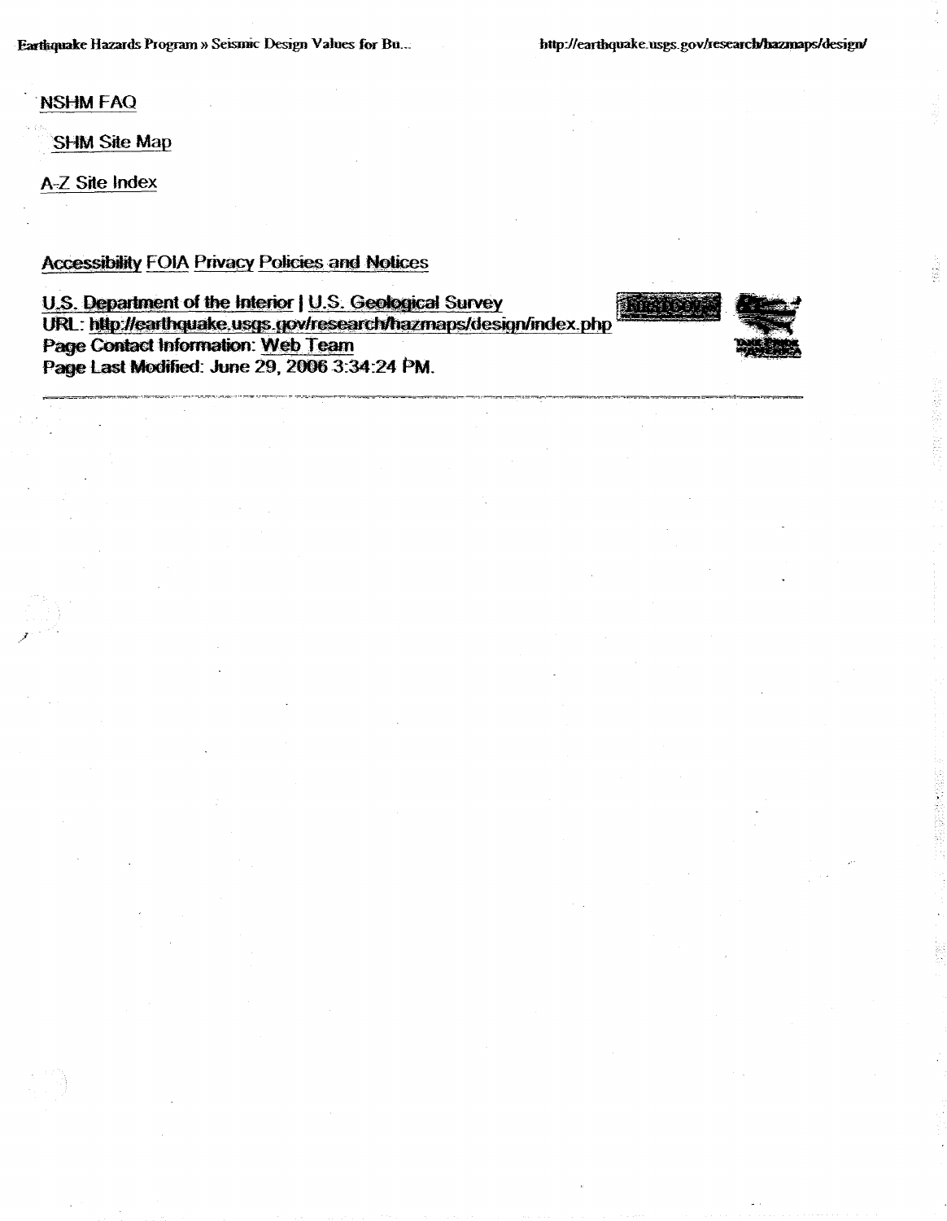NSHM FAQ

SHM Site Map

A-Z Site Index

Accessibility FOIA Privacy Policies and Notices

U.S. Department of the Interior | U.S. Geological Survey
URL: http://earthquake.usgs.gov/research/hazmaps/design/index.php
Page Contact Information: Web Team
Page Last Modified: June 29, 2006 3:34:24 PM.